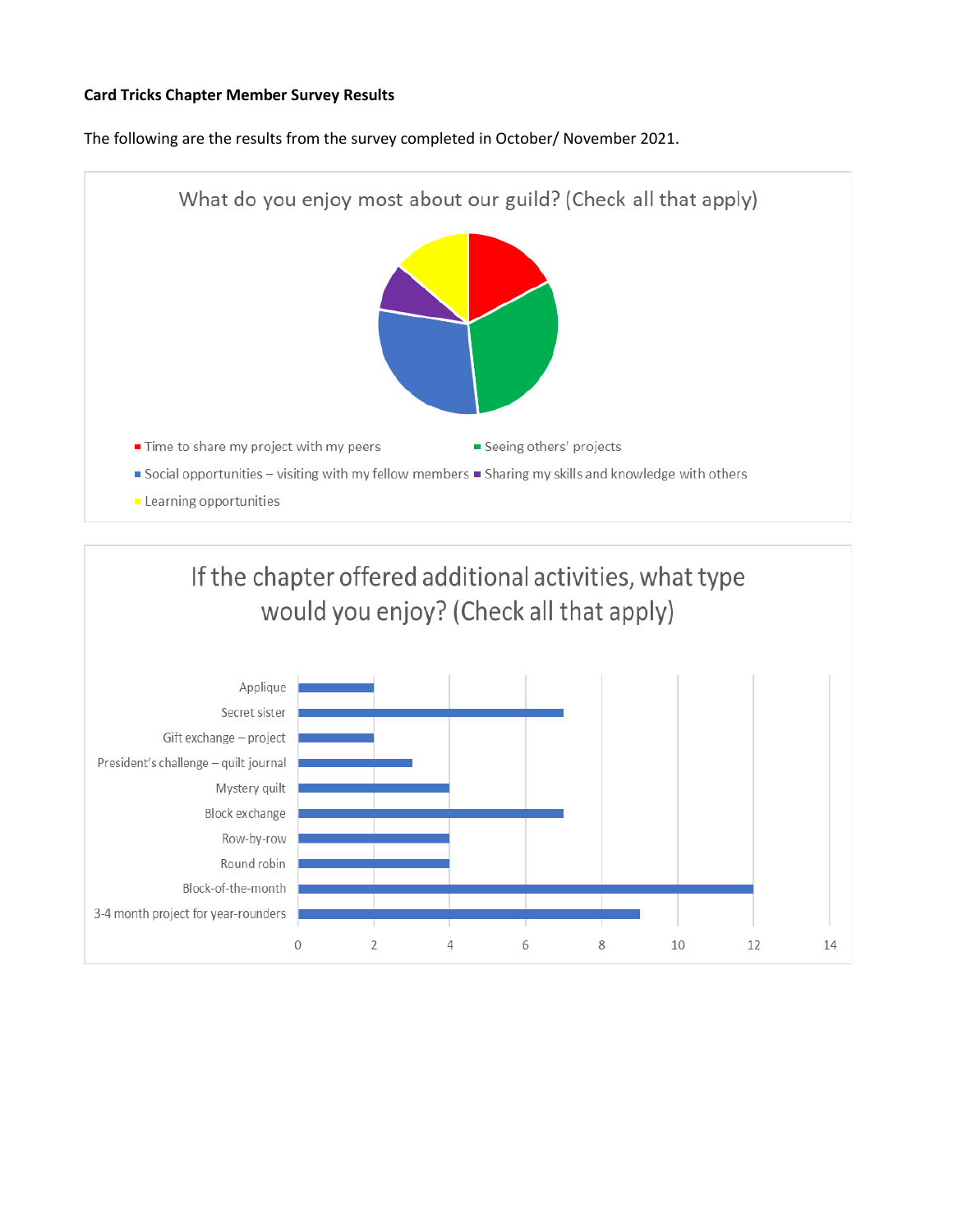**Card Tricks Chapter Member Survey Results**

The following are the results from the survey completed in October/ November 2021.

What do you enjoy most about our guild? (Check all that apply)

- Time to share my project with my peers
- Seeing others' projects
- Social opportunities – visiting with my fellow members
- Sharing my skills and knowledge with others
- Learning opportunities

If the chapter offered additional activities, what type would you enjoy? (Check all that apply)

| Activity | Count |
|---|---|
| Applique | 2 |
| Secret sister | 7 |
| Gift exchange – project | 2 |
| President's challenge – quilt journal | 3 |
| Mystery quilt | 4 |
| Block exchange | 7 |
| Row-by-row | 4 |
| Round robin | 4 |
| Block-of-the-month | 12 |
| 3-4 month project for year-rounders | 9 |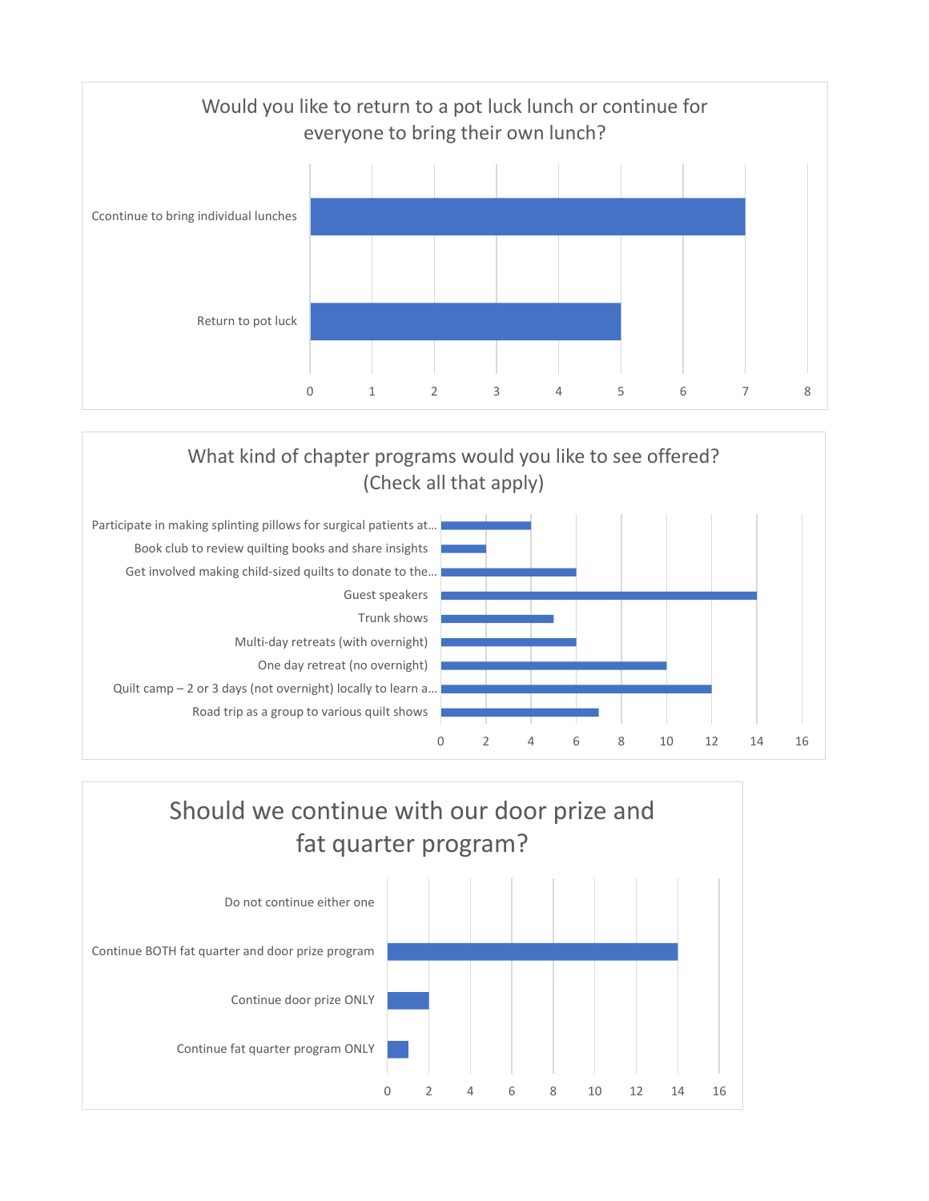## Would you like to return to a pot luck lunch or continue for everyone to bring their own lunch?

| Response | Count |
| --- | --- |
| Ccontinue to bring individual lunches | 7 |
| Return to pot luck | 5 |

## What kind of chapter programs would you like to see offered? (Check all that apply)

| Program | Count |
| --- | --- |
| Participate in making splinting pillows for surgical patients at... | 4 |
| Book club to review quilting books and share insights | 2 |
| Get involved making child-sized quilts to donate to the... | 6 |
| Guest speakers | 14 |
| Trunk shows | 5 |
| Multi-day retreats (with overnight) | 6 |
| One day retreat (no overnight) | 10 |
| Quilt camp – 2 or 3 days (not overnight) locally to learn a... | 12 |
| Road trip as a group to various quilt shows | 7 |

## Should we continue with our door prize and fat quarter program?

| Response | Count |
| --- | --- |
| Do not continue either one | 0 |
| Continue BOTH fat quarter and door prize program | 14 |
| Continue door prize ONLY | 2 |
| Continue fat quarter program ONLY | 1 |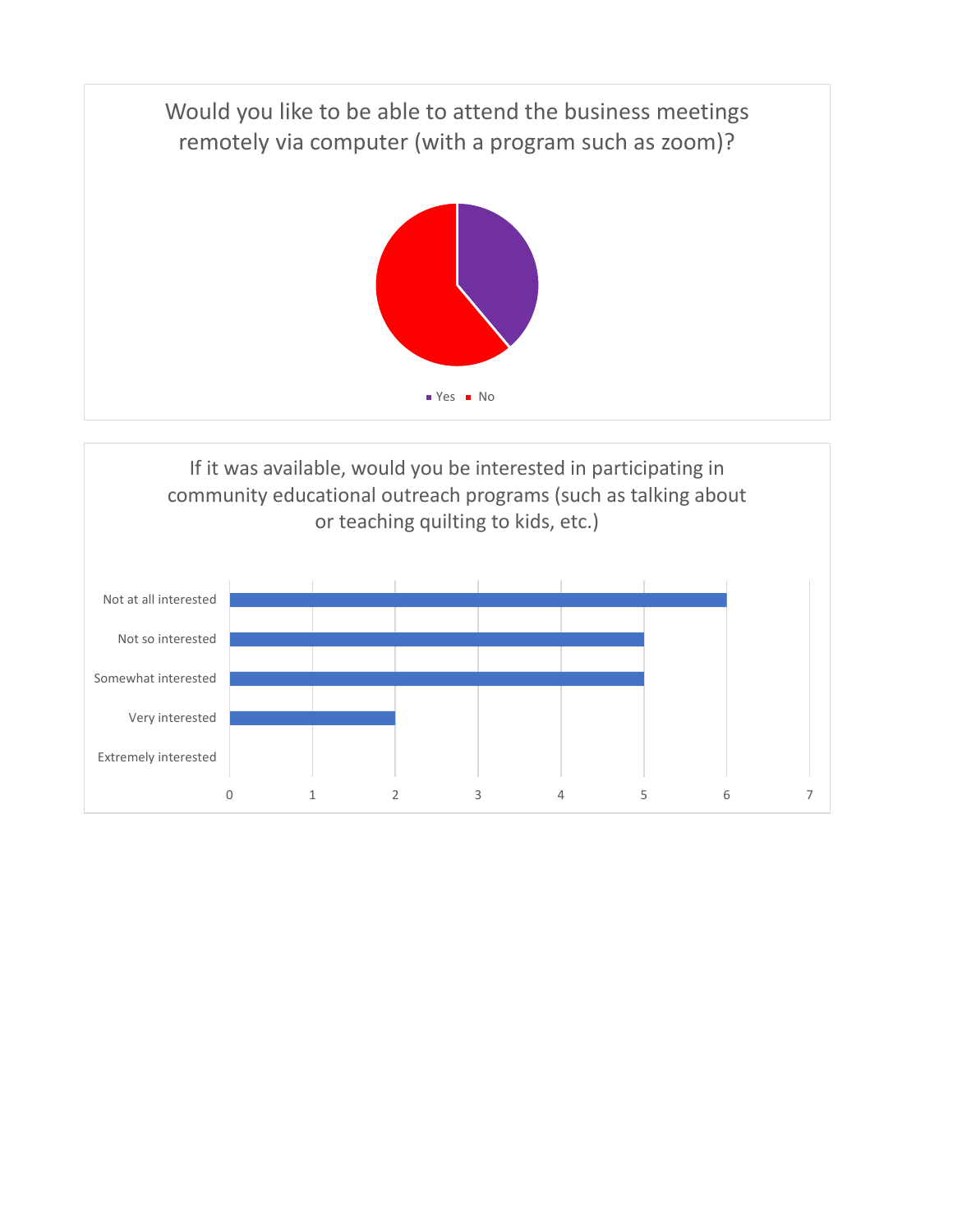## Would you like to be able to attend the business meetings remotely via computer (with a program such as zoom)?

- Yes
- No

## If it was available, would you be interested in participating in community educational outreach programs (such as talking about or teaching quilting to kids, etc.)

| Response | Count |
|---|---|
| Not at all interested | 6 |
| Not so interested | 5 |
| Somewhat interested | 5 |
| Very interested | 2 |
| Extremely interested | 0 |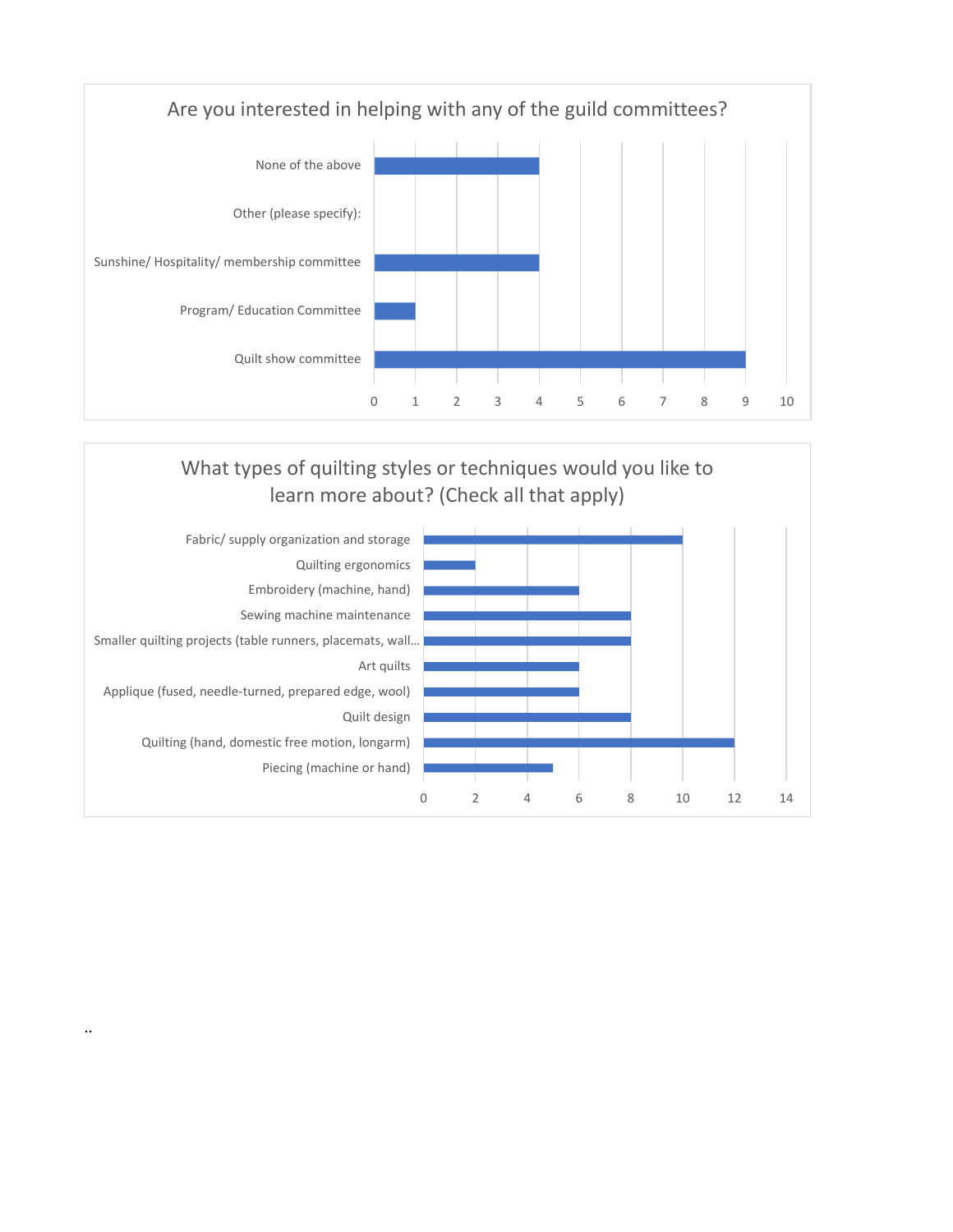Are you interested in helping with any of the guild committees?

None of the above

Other (please specify):

Sunshine/ Hospitality/ membership committee

Program/ Education Committee

Quilt show committee

0 1 2 3 4 5 6 7 8 9 10

What types of quilting styles or techniques would you like to learn more about? (Check all that apply)

Fabric/ supply organization and storage

Quilting ergonomics

Embroidery (machine, hand)

Sewing machine maintenance

Smaller quilting projects (table runners, placemats, wall...

Art quilts

Applique (fused, needle-turned, prepared edge, wool)

Quilt design

Quilting (hand, domestic free motion, longarm)

Piecing (machine or hand)

0 2 4 6 8 10 12 14

..